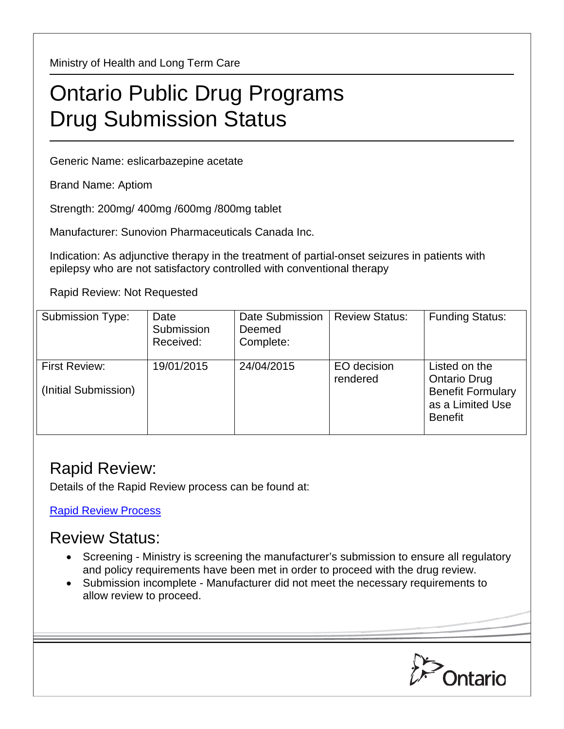Ministry of Health and Long Term Care

# Ontario Public Drug Programs Drug Submission Status

Generic Name: eslicarbazepine acetate

Brand Name: Aptiom

Strength: 200mg/ 400mg /600mg /800mg tablet

Manufacturer: Sunovion Pharmaceuticals Canada Inc.

Indication: As adjunctive therapy in the treatment of partial-onset seizures in patients with epilepsy who are not satisfactory controlled with conventional therapy

Rapid Review: Not Requested

| Submission Type: | Date Submission Received: | Date Submission Deemed Complete: | Review Status: | Funding Status: |
|---|---|---|---|---|
| First Review: (Initial Submission) | 19/01/2015 | 24/04/2015 | EO decision rendered | Listed on the Ontario Drug Benefit Formulary as a Limited Use Benefit |

## Rapid Review:

Details of the Rapid Review process can be found at:

[Rapid Review Process]

## Review Status:

- Screening - Ministry is screening the manufacturer's submission to ensure all regulatory and policy requirements have been met in order to proceed with the drug review.
- Submission incomplete - Manufacturer did not meet the necessary requirements to allow review to proceed.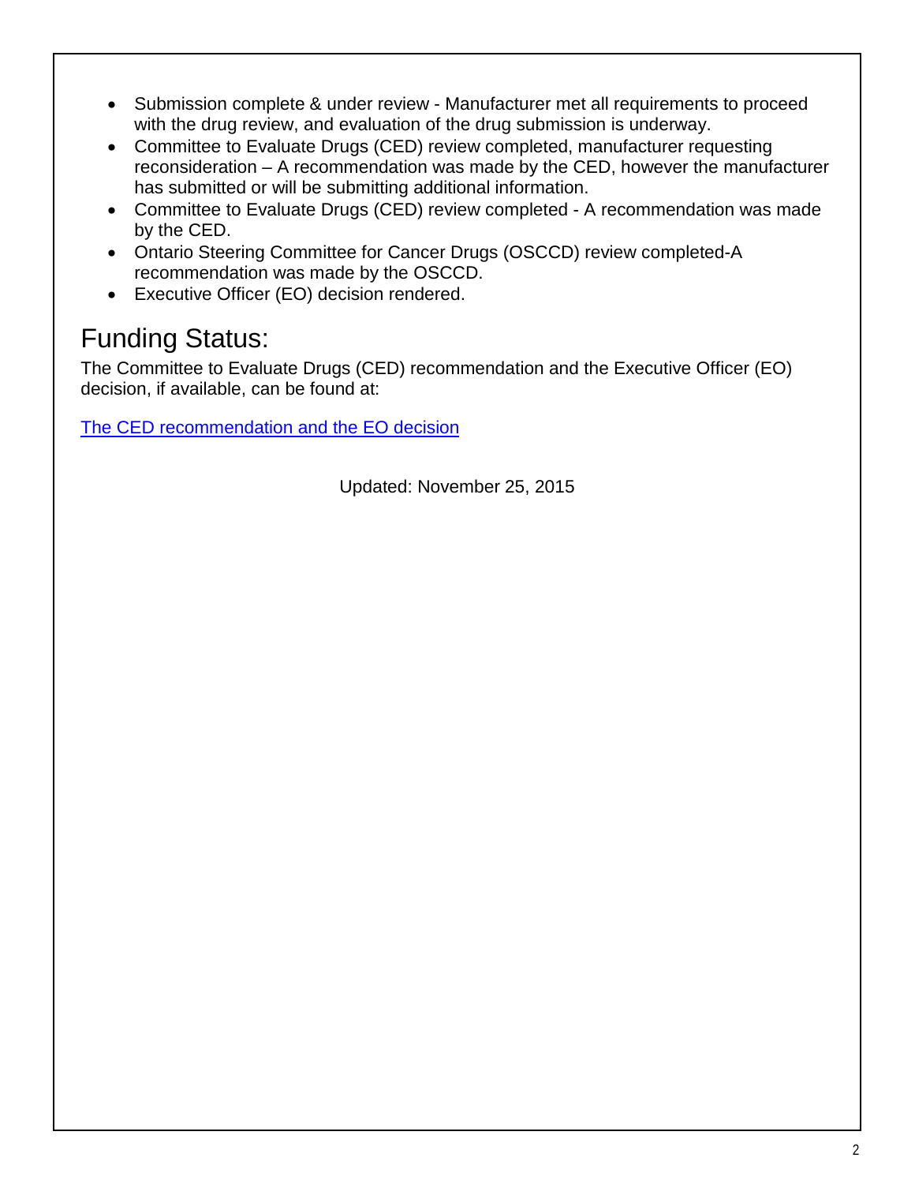- Submission complete & under review - Manufacturer met all requirements to proceed with the drug review, and evaluation of the drug submission is underway.
- Committee to Evaluate Drugs (CED) review completed, manufacturer requesting reconsideration – A recommendation was made by the CED, however the manufacturer has submitted or will be submitting additional information.
- Committee to Evaluate Drugs (CED) review completed - A recommendation was made by the CED.
- Ontario Steering Committee for Cancer Drugs (OSCCD) review completed-A recommendation was made by the OSCCD.
- Executive Officer (EO) decision rendered.

## Funding Status:

The Committee to Evaluate Drugs (CED) recommendation and the Executive Officer (EO) decision, if available, can be found at:

The CED recommendation and the EO decision

Updated: November 25, 2015